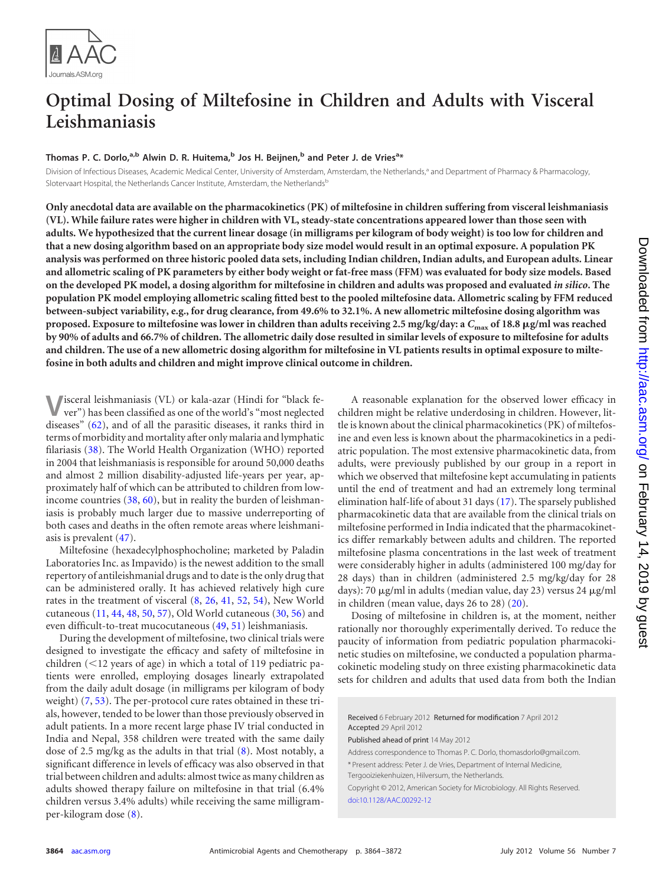# Optimal Dosing of Miltefosine in Children and Adults with Visceral Leishmaniasis

**Thomas P. C. Dorlo,[a,b] Alwin D. R. Huitema,[b] Jos H. Beijnen,[b] and Peter J. de Vries[a]***

Division of Infectious Diseases, Academic Medical Center, University of Amsterdam, Amsterdam, the Netherlands,[a] and Department of Pharmacy & Pharmacology, Slotervaart Hospital, the Netherlands Cancer Institute, Amsterdam, the Netherlands[b]

**Only anecdotal data are available on the pharmacokinetics (PK) of miltefosine in children suffering from visceral leishmaniasis (VL). While failure rates were higher in children with VL, steady-state concentrations appeared lower than those seen with adults. We hypothesized that the current linear dosage (in milligrams per kilogram of body weight) is too low for children and that a new dosing algorithm based on an appropriate body size model would result in an optimal exposure. A population PK analysis was performed on three historic pooled data sets, including Indian children, Indian adults, and European adults. Linear and allometric scaling of PK parameters by either body weight or fat-free mass (FFM) was evaluated for body size models. Based on the developed PK model, a dosing algorithm for miltefosine in children and adults was proposed and evaluated *in silico*. The population PK model employing allometric scaling fitted best to the pooled miltefosine data. Allometric scaling by FFM reduced between-subject variability, e.g., for drug clearance, from 49.6% to 32.1%. A new allometric miltefosine dosing algorithm was proposed. Exposure to miltefosine was lower in children than adults receiving 2.5 mg/kg/day: a $C_{max}$ of 18.8 μg/ml was reached by 90% of adults and 66.7% of children. The allometric daily dose resulted in similar levels of exposure to miltefosine for adults and children. The use of a new allometric dosing algorithm for miltefosine in VL patients results in optimal exposure to miltefosine in both adults and children and might improve clinical outcome in children.**

Visceral leishmaniasis (VL) or kala-azar (Hindi for "black fever") has been classified as one of the world's "most neglected diseases" (62), and of all the parasitic diseases, it ranks third in terms of morbidity and mortality after only malaria and lymphatic filariasis (38). The World Health Organization (WHO) reported in 2004 that leishmaniasis is responsible for around 50,000 deaths and almost 2 million disability-adjusted life-years per year, approximately half of which can be attributed to children from low-income countries (38, 60), but in reality the burden of leishmaniasis is probably much larger due to massive underreporting of both cases and deaths in the often remote areas where leishmaniasis is prevalent (47).

Miltefosine (hexadecylphosphocholine; marketed by Paladin Laboratories Inc. as Impavido) is the newest addition to the small repertory of antileishmanial drugs and to date is the only drug that can be administered orally. It has achieved relatively high cure rates in the treatment of visceral (8, 26, 41, 52, 54), New World cutaneous (11, 44, 48, 50, 57), Old World cutaneous (30, 56) and even difficult-to-treat mucocutaneous (49, 51) leishmaniases.

During the development of miltefosine, two clinical trials were designed to investigate the efficacy and safety of miltefosine in children (<12 years of age) in which a total of 119 pediatric patients were enrolled, employing dosages linearly extrapolated from the daily adult dosage (in milligrams per kilogram of body weight) (7, 53). The per-protocol cure rates obtained in these trials, however, tended to be lower than those previously observed in adult patients. In a more recent large phase IV trial conducted in India and Nepal, 358 children were treated with the same daily dose of 2.5 mg/kg as the adults in that trial (8). Most notably, a significant difference in levels of efficacy was also observed in that trial between children and adults: almost twice as many children as adults showed therapy failure on miltefosine in that trial (6.4% children versus 3.4% adults) while receiving the same milligram-per-kilogram dose (8).

A reasonable explanation for the observed lower efficacy in children might be relative underdosing in children. However, little is known about the clinical pharmacokinetics (PK) of miltefosine and even less is known about the pharmacokinetics in a pediatric population. The most extensive pharmacokinetic data, from adults, were previously published by our group in a report in which we observed that miltefosine kept accumulating in patients until the end of treatment and had an extremely long terminal elimination half-life of about 31 days (17). The sparsely published pharmacokinetic data that are available from the clinical trials on miltefosine performed in India indicated that the pharmacokinetics differ remarkably between adults and children. The reported miltefosine plasma concentrations in the last week of treatment were considerably higher in adults (administered 100 mg/day for 28 days) than in children (administered 2.5 mg/kg/day for 28 days): 70 μg/ml in adults (median value, day 23) versus 24 μg/ml in children (mean value, days 26 to 28) (20).

Dosing of miltefosine in children is, at the moment, neither rationally nor thoroughly experimentally derived. To reduce the paucity of information from pediatric population pharmacokinetic studies on miltefosine, we conducted a population pharmacokinetic modeling study on three existing pharmacokinetic data sets for children and adults that used data from both the Indian

Received 6 February 2012 Returned for modification 7 April 2012 Accepted 29 April 2012

Published ahead of print 14 May 2012

Address correspondence to Thomas P. C. Dorlo, thomasdorlo@gmail.com.

\* Present address: Peter J. de Vries, Department of Internal Medicine, Tergooiziekenhuizen, Hilversum, the Netherlands.

Copyright © 2012, American Society for Microbiology. All Rights Reserved.

doi:10.1128/AAC.00292-12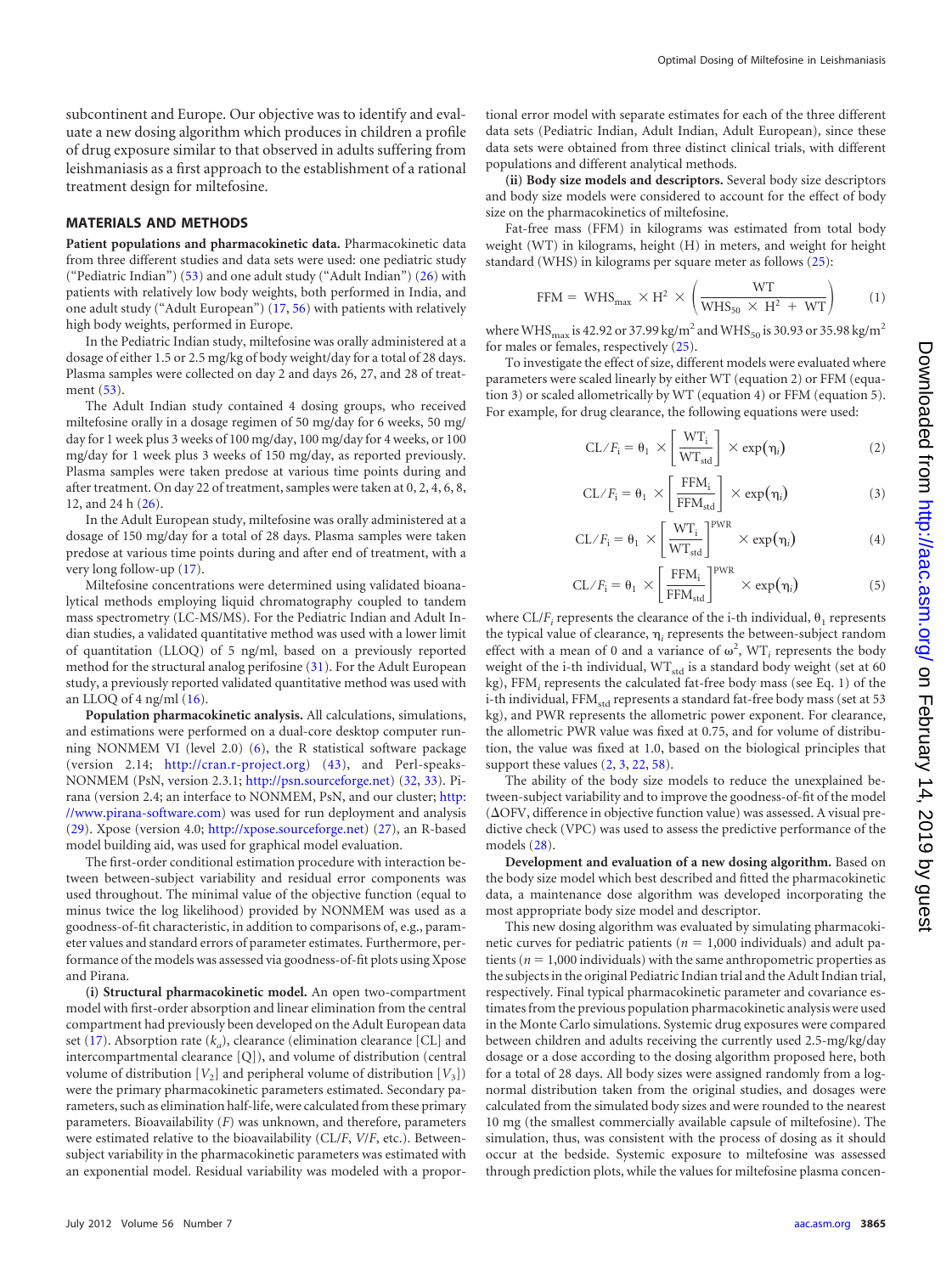subcontinent and Europe. Our objective was to identify and evaluate a new dosing algorithm which produces in children a profile of drug exposure similar to that observed in adults suffering from leishmaniasis as a first approach to the establishment of a rational treatment design for miltefosine.

## MATERIALS AND METHODS

**Patient populations and pharmacokinetic data.** Pharmacokinetic data from three different studies and data sets were used: one pediatric study ("Pediatric Indian") (53) and one adult study ("Adult Indian") (26) with patients with relatively low body weights, both performed in India, and one adult study ("Adult European") (17, 56) with patients with relatively high body weights, performed in Europe.

In the Pediatric Indian study, miltefosine was orally administered at a dosage of either 1.5 or 2.5 mg/kg of body weight/day for a total of 28 days. Plasma samples were collected on day 2 and days 26, 27, and 28 of treatment (53).

The Adult Indian study contained 4 dosing groups, who received miltefosine orally in a dosage regimen of 50 mg/day for 6 weeks, 50 mg/day for 1 week plus 3 weeks of 100 mg/day, 100 mg/day for 4 weeks, or 100 mg/day for 1 week plus 3 weeks of 150 mg/day, as reported previously. Plasma samples were taken predose at various time points during and after treatment. On day 22 of treatment, samples were taken at 0, 2, 4, 6, 8, 12, and 24 h (26).

In the Adult European study, miltefosine was orally administered at a dosage of 150 mg/day for a total of 28 days. Plasma samples were taken predose at various time points during and after end of treatment, with a very long follow-up (17).

Miltefosine concentrations were determined using validated bioanalytical methods employing liquid chromatography coupled to tandem mass spectrometry (LC-MS/MS). For the Pediatric Indian and Adult Indian studies, a validated quantitative method was used with a lower limit of quantitation (LLOQ) of 5 ng/ml, based on a previously reported method for the structural analog perifosine (31). For the Adult European study, a previously reported validated quantitative method was used with an LLOQ of 4 ng/ml (16).

**Population pharmacokinetic analysis.** All calculations, simulations, and estimations were performed on a dual-core desktop computer running NONMEM VI (level 2.0) (6), the R statistical software package (version 2.14; http://cran.r-project.org) (43), and Perl-speaks-NONMEM (PsN, version 2.3.1; http://psn.sourceforge.net) (32, 33). Pirana (version 2.4; an interface to NONMEM, PsN, and our cluster; http://www.pirana-software.com) was used for run deployment and analysis (29). Xpose (version 4.0; http://xpose.sourceforge.net) (27), an R-based model building aid, was used for graphical model evaluation.

The first-order conditional estimation procedure with interaction between between-subject variability and residual error components was used throughout. The minimal value of the objective function (equal to minus twice the log likelihood) provided by NONMEM was used as a goodness-of-fit characteristic, in addition to comparisons of, e.g., parameter values and standard errors of parameter estimates. Furthermore, performance of the models was assessed via goodness-of-fit plots using Xpose and Pirana.

**(i) Structural pharmacokinetic model.** An open two-compartment model with first-order absorption and linear elimination from the central compartment had previously been developed on the Adult European data set (17). Absorption rate ($k_a$), clearance (elimination clearance [CL] and intercompartmental clearance [Q]), and volume of distribution (central volume of distribution [$V_2$] and peripheral volume of distribution [$V_3$]) were the primary pharmacokinetic parameters estimated. Secondary parameters, such as elimination half-life, were calculated from these primary parameters. Bioavailability ($F$) was unknown, and therefore, parameters were estimated relative to the bioavailability (CL/$F$, $V$/$F$, etc.). Between-subject variability in the pharmacokinetic parameters was estimated with an exponential model. Residual variability was modeled with a proportional error model with separate estimates for each of the three different data sets (Pediatric Indian, Adult Indian, Adult European), since these data sets were obtained from three distinct clinical trials, with different populations and different analytical methods.

**(ii) Body size models and descriptors.** Several body size descriptors and body size models were considered to account for the effect of body size on the pharmacokinetics of miltefosine.

Fat-free mass (FFM) in kilograms was estimated from total body weight (WT) in kilograms, height (H) in meters, and weight for height standard (WHS) in kilograms per square meter as follows (25):

$$\text{FFM} = \text{WHS}_{\text{max}} \times \text{H}^2 \times \left( \frac{\text{WT}}{\text{WHS}_{50} \times \text{H}^2 + \text{WT}} \right) \tag{1}$$

where $\text{WHS}_{\text{max}}$ is 42.92 or 37.99 kg/m$^2$ and $\text{WHS}_{50}$ is 30.93 or 35.98 kg/m$^2$ for males or females, respectively (25).

To investigate the effect of size, different models were evaluated where parameters were scaled linearly by either WT (equation 2) or FFM (equation 3) or scaled allometrically by WT (equation 4) or FFM (equation 5). For example, for drug clearance, the following equations were used:

$$\text{CL}/F_{\text{i}} = \theta_1 \times \left[ \frac{\text{WT}_{\text{i}}}{\text{WT}_{\text{std}}} \right] \times \exp(\eta_i) \tag{2}$$

$$\text{CL}/F_{\text{i}} = \theta_1 \times \left[ \frac{\text{FFM}_{\text{i}}}{\text{FFM}_{\text{std}}} \right] \times \exp(\eta_i) \tag{3}$$

$$\text{CL}/F_{\text{i}} = \theta_1 \times \left[ \frac{\text{WT}_{\text{i}}}{\text{WT}_{\text{std}}} \right]^{\text{PWR}} \times \exp(\eta_i) \tag{4}$$

$$\text{CL}/F_{\text{i}} = \theta_1 \times \left[ \frac{\text{FFM}_{\text{i}}}{\text{FFM}_{\text{std}}} \right]^{\text{PWR}} \times \exp(\eta_i) \tag{5}$$

where CL/$F_i$ represents the clearance of the i-th individual, $\theta_1$ represents the typical value of clearance, $\eta_i$ represents the between-subject random effect with a mean of 0 and a variance of $\omega^2$, $\text{WT}_i$ represents the body weight of the i-th individual, $\text{WT}_{\text{std}}$ is a standard body weight (set at 60 kg), $\text{FFM}_i$ represents the calculated fat-free body mass (see Eq. 1) of the i-th individual, $\text{FFM}_{\text{std}}$ represents a standard fat-free body mass (set at 53 kg), and PWR represents the allometric power exponent. For clearance, the allometric PWR value was fixed at 0.75, and for volume of distribution, the value was fixed at 1.0, based on the biological principles that support these values (2, 3, 22, 58).

The ability of the body size models to reduce the unexplained between-subject variability and to improve the goodness-of-fit of the model (ΔOFV, difference in objective function value) was assessed. A visual predictive check (VPC) was used to assess the predictive performance of the models (28).

**Development and evaluation of a new dosing algorithm.** Based on the body size model which best described and fitted the pharmacokinetic data, a maintenance dose algorithm was developed incorporating the most appropriate body size model and descriptor.

This new dosing algorithm was evaluated by simulating pharmacokinetic curves for pediatric patients ($n$ = 1,000 individuals) and adult patients ($n$ = 1,000 individuals) with the same anthropometric properties as the subjects in the original Pediatric Indian trial and the Adult Indian trial, respectively. Final typical pharmacokinetic parameter and covariance estimates from the previous population pharmacokinetic analysis were used in the Monte Carlo simulations. Systemic drug exposures were compared between children and adults receiving the currently used 2.5-mg/kg/day dosage or a dose according to the dosing algorithm proposed here, both for a total of 28 days. All body sizes were assigned randomly from a log-normal distribution taken from the original studies, and dosages were calculated from the simulated body sizes and were rounded to the nearest 10 mg (the smallest commercially available capsule of miltefosine). The simulation, thus, was consistent with the process of dosing as it should occur at the bedside. Systemic exposure to miltefosine was assessed through prediction plots, while the values for miltefosine plasma concen-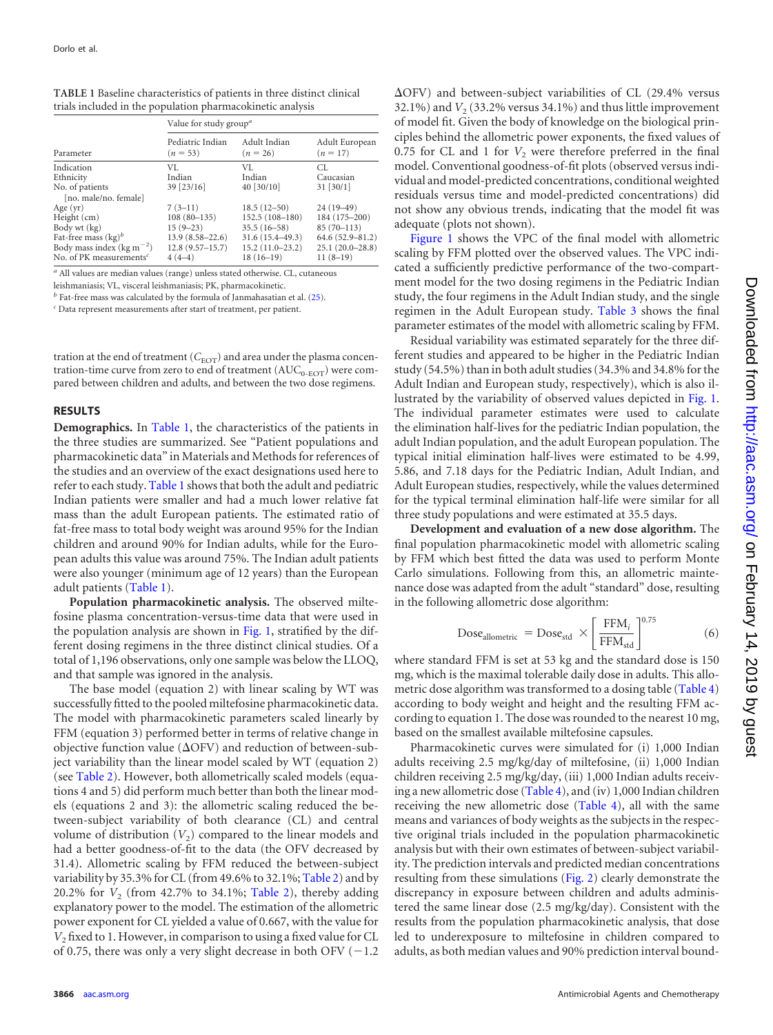**TABLE 1** Baseline characteristics of patients in three distinct clinical trials included in the population pharmacokinetic analysis

| Parameter | Value for study group[a] | | |
|---|---|---|---|
| | Pediatric Indian ($n$ = 53) | Adult Indian ($n$ = 26) | Adult European ($n$ = 17) |
| Indication | VL | VL | CL |
| Ethnicity | Indian | Indian | Caucasian |
| No. of patients [no. male/no. female] | 39 [23/16] | 40 [30/10] | 31 [30/1] |
| Age (yr) | 7 (3–11) | 18.5 (12–50) | 24 (19–49) |
| Height (cm) | 108 (80–135) | 152.5 (108–180) | 184 (175–200) |
| Body wt (kg) | 15 (9–23) | 35.5 (16–58) | 85 (70–113) |
| Fat-free mass (kg)[b] | 13.9 (8.58–22.6) | 31.6 (15.4–49.3) | 64.6 (52.9–81.2) |
| Body mass index (kg m$^{-2}$) | 12.8 (9.57–15.7) | 15.2 (11.0–23.2) | 25.1 (20.0–28.8) |
| No. of PK measurements[c] | 4 (4–4) | 18 (16–19) | 11 (8–19) |

[a] All values are median values (range) unless stated otherwise. CL, cutaneous leishmaniasis; VL, visceral leishmaniasis; PK, pharmacokinetic.
[b] Fat-free mass was calculated by the formula of Janmahasatian et al. (25).
[c] Data represent measurements after start of treatment, per patient.

tration at the end of treatment ($C_{EOT}$) and area under the plasma concentration-time curve from zero to end of treatment ($AUC_{0-EOT}$) were compared between children and adults, and between the two dose regimens.

## RESULTS

**Demographics.** In Table 1, the characteristics of the patients in the three studies are summarized. See "Patient populations and pharmacokinetic data" in Materials and Methods for references of the studies and an overview of the exact designations used here to refer to each study. Table 1 shows that both the adult and pediatric Indian patients were smaller and had a much lower relative fat mass than the adult European patients. The estimated ratio of fat-free mass to total body weight was around 95% for the Indian children and around 90% for Indian adults, while for the European adults this value was around 75%. The Indian adult patients were also younger (minimum age of 12 years) than the European adult patients (Table 1).

**Population pharmacokinetic analysis.** The observed miltefosine plasma concentration-versus-time data that were used in the population analysis are shown in Fig. 1, stratified by the different dosing regimens in the three distinct clinical studies. Of a total of 1,196 observations, only one sample was below the LLOQ, and that sample was ignored in the analysis.

The base model (equation 2) with linear scaling by WT was successfully fitted to the pooled miltefosine pharmacokinetic data. The model with pharmacokinetic parameters scaled linearly by FFM (equation 3) performed better in terms of relative change in objective function value (ΔOFV) and reduction of between-subject variability than the linear model scaled by WT (equation 2) (see Table 2). However, both allometrically scaled models (equations 4 and 5) did perform much better than both the linear models (equations 2 and 3): the allometric scaling reduced the between-subject variability of both clearance (CL) and central volume of distribution ($V_2$) compared to the linear models and had a better goodness-of-fit to the data (the OFV decreased by 31.4). Allometric scaling by FFM reduced the between-subject variability by 35.3% for CL (from 49.6% to 32.1%; Table 2) and by 20.2% for $V_2$ (from 42.7% to 34.1%; Table 2), thereby adding explanatory power to the model. The estimation of the allometric power exponent for CL yielded a value of 0.667, with the value for $V_2$ fixed to 1. However, in comparison to using a fixed value for CL of 0.75, there was only a very slight decrease in both OFV (−1.2 ΔOFV) and between-subject variabilities of CL (29.4% versus 32.1%) and $V_2$ (33.2% versus 34.1%) and thus little improvement of model fit. Given the body of knowledge on the biological principles behind the allometric power exponents, the fixed values of 0.75 for CL and 1 for $V_2$ were therefore preferred in the final model. Conventional goodness-of-fit plots (observed versus individual and model-predicted concentrations, conditional weighted residuals versus time and model-predicted concentrations) did not show any obvious trends, indicating that the model fit was adequate (plots not shown).

Figure 1 shows the VPC of the final model with allometric scaling by FFM plotted over the observed values. The VPC indicated a sufficiently predictive performance of the two-compartment model for the two dosing regimens in the Pediatric Indian study, the four regimens in the Adult Indian study, and the single regimen in the Adult European study. Table 3 shows the final parameter estimates of the model with allometric scaling by FFM.

Residual variability was estimated separately for the three different studies and appeared to be higher in the Pediatric Indian study (54.5%) than in both adult studies (34.3% and 34.8% for the Adult Indian and European study, respectively), which is also illustrated by the variability of observed values depicted in Fig. 1. The individual parameter estimates were used to calculate the elimination half-lives for the pediatric Indian population, the adult Indian population, and the adult European population. The typical initial elimination half-lives were estimated to be 4.99, 5.86, and 7.18 days for the Pediatric Indian, Adult Indian, and Adult European studies, respectively, while the values determined for the typical terminal elimination half-life were similar for all three study populations and were estimated at 35.5 days.

**Development and evaluation of a new dose algorithm.** The final population pharmacokinetic model with allometric scaling by FFM which best fitted the data was used to perform Monte Carlo simulations. Following from this, an allometric maintenance dose was adapted from the adult "standard" dose, resulting in the following allometric dose algorithm:

$$\text{Dose}_{\text{allometric}} = \text{Dose}_{\text{std}} \times \left[\frac{\text{FFM}_i}{\text{FFM}_{\text{std}}}\right]^{0.75} \quad (6)$$

where standard FFM is set at 53 kg and the standard dose is 150 mg, which is the maximal tolerable daily dose in adults. This allometric dose algorithm was transformed to a dosing table (Table 4) according to body weight and height and the resulting FFM according to equation 1. The dose was rounded to the nearest 10 mg, based on the smallest available miltefosine capsules.

Pharmacokinetic curves were simulated for (i) 1,000 Indian adults receiving 2.5 mg/kg/day of miltefosine, (ii) 1,000 Indian children receiving 2.5 mg/kg/day, (iii) 1,000 Indian adults receiving a new allometric dose (Table 4), and (iv) 1,000 Indian children receiving the new allometric dose (Table 4), all with the same means and variances of body weights as the subjects in the respective original trials included in the population pharmacokinetic analysis but with their own estimates of between-subject variability. The prediction intervals and predicted median concentrations resulting from these simulations (Fig. 2) clearly demonstrate the discrepancy in exposure between children and adults administered the same linear dose (2.5 mg/kg/day). Consistent with the results from the population pharmacokinetic analysis, that dose led to underexposure to miltefosine in children compared to adults, as both median values and 90% prediction interval bound-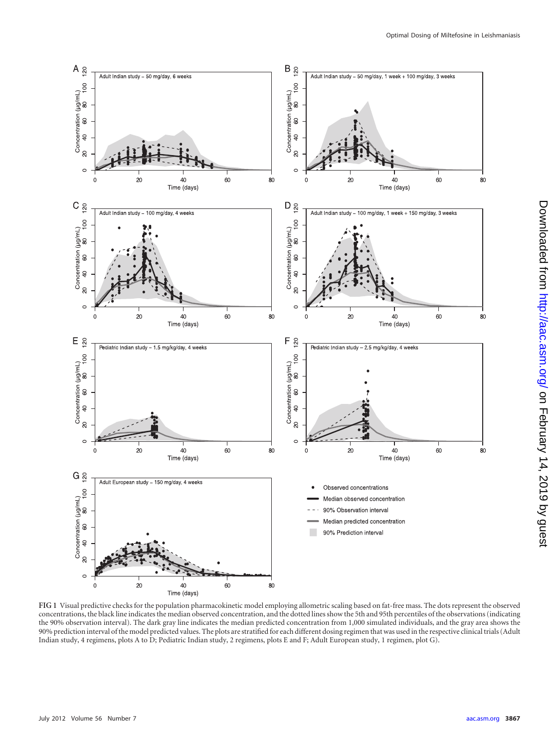FIG 1 Visual predictive checks for the population pharmacokinetic model employing allometric scaling based on fat-free mass. The dots represent the observed concentrations, the black line indicates the median observed concentration, and the dotted lines show the 5th and 95th percentiles of the observations (indicating the 90% observation interval). The dark gray line indicates the median predicted concentration from 1,000 simulated individuals, and the gray area shows the 90% prediction interval of the model predicted values. The plots are stratified for each different dosing regimen that was used in the respective clinical trials (Adult Indian study, 4 regimens, plots A to D; Pediatric Indian study, 2 regimens, plots E and F; Adult European study, 1 regimen, plot G).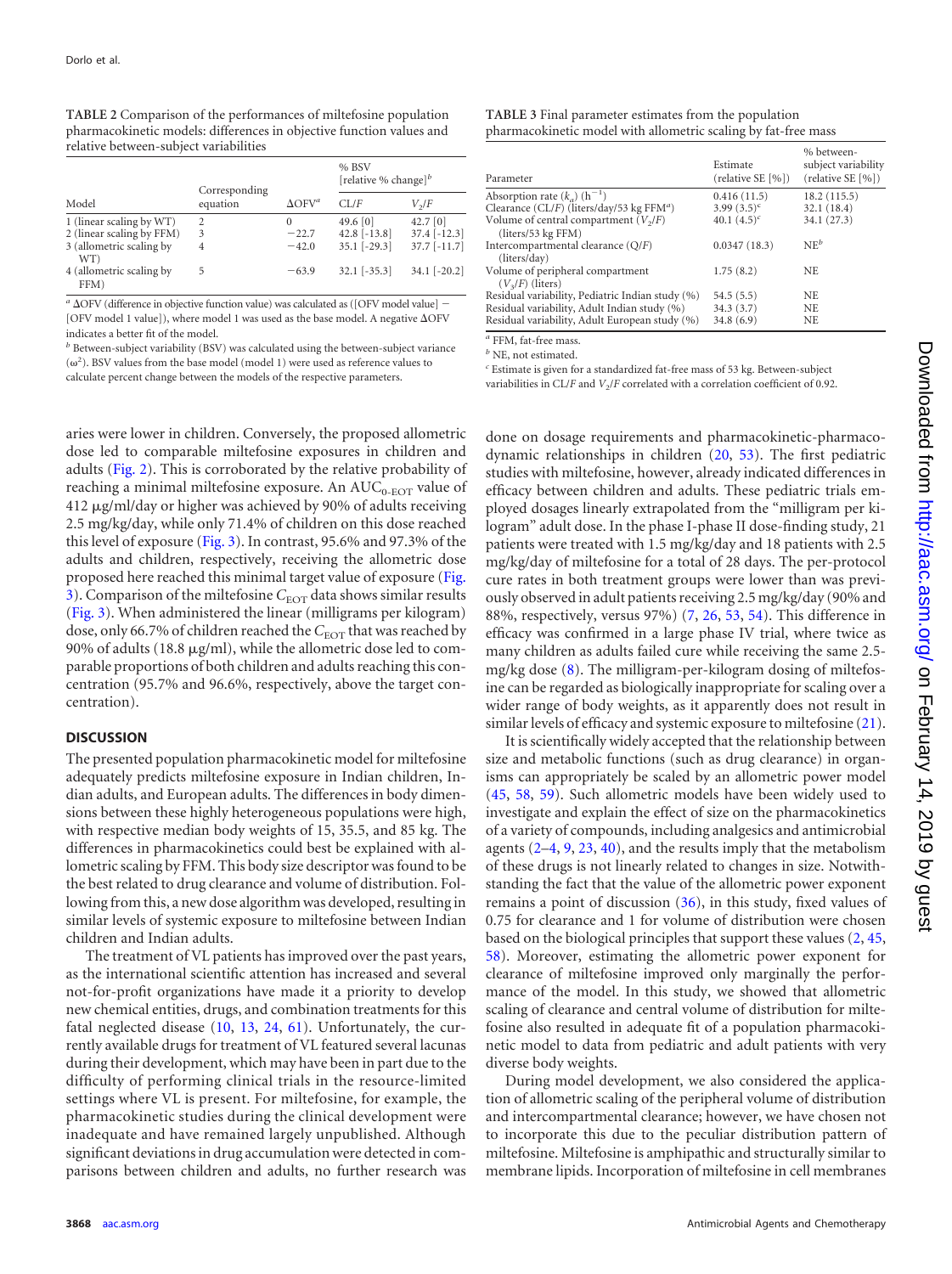**TABLE 2** Comparison of the performances of miltefosine population pharmacokinetic models: differences in objective function values and relative between-subject variabilities

| Model | Corresponding equation | $\Delta OFV^a$ | % BSV [relative % change][b] | |
|---|---|---|---|---|
| | | | CL/F | $V_2/F$ |
| 1 (linear scaling by WT) | 2 | 0 | 49.6 [0] | 42.7 [0] |
| 2 (linear scaling by FFM) | 3 | −22.7 | 42.8 [-13.8] | 37.4 [-12.3] |
| 3 (allometric scaling by WT) | 4 | −42.0 | 35.1 [-29.3] | 37.7 [-11.7] |
| 4 (allometric scaling by FFM) | 5 | −63.9 | 32.1 [-35.3] | 34.1 [-20.2] |

[a] ΔOFV (difference in objective function value) was calculated as ([OFV model value] − [OFV model 1 value]), where model 1 was used as the base model. A negative ΔOFV indicates a better fit of the model.

[b] Between-subject variability (BSV) was calculated using the between-subject variance ($\omega^2$). BSV values from the base model (model 1) were used as reference values to calculate percent change between the models of the respective parameters.

**TABLE 3** Final parameter estimates from the population pharmacokinetic model with allometric scaling by fat-free mass

| Parameter | Estimate (relative SE [%]) | % between-subject variability (relative SE [%]) |
|---|---|---|
| Absorption rate ($k_a$) ($h^{-1}$) | 0.416 (11.5) | 18.2 (115.5) |
| Clearance (CL/F) (liters/day/53 kg FFM[a]) | 3.99 (3.5)[c] | 32.1 (18.4) |
| Volume of central compartment ($V_2/F$) (liters/53 kg FFM) | 40.1 (4.5)[c] | 34.1 (27.3) |
| Intercompartmental clearance (Q/F) (liters/day) | 0.0347 (18.3) | NE[b] |
| Volume of peripheral compartment ($V_3/F$) (liters) | 1.75 (8.2) | NE |
| Residual variability, Pediatric Indian study (%) | 54.5 (5.5) | NE |
| Residual variability, Adult Indian study (%) | 34.3 (3.7) | NE |
| Residual variability, Adult European study (%) | 34.8 (6.9) | NE |

[a] FFM, fat-free mass.

[b] NE, not estimated.

[c] Estimate is given for a standardized fat-free mass of 53 kg. Between-subject variabilities in CL/F and $V_2/F$ correlated with a correlation coefficient of 0.92.

aries were lower in children. Conversely, the proposed allometric dose led to comparable miltefosine exposures in children and adults (Fig. 2). This is corroborated by the relative probability of reaching a minimal miltefosine exposure. An $AUC_{0\text{-EOT}}$ value of 412 μg/ml/day or higher was achieved by 90% of adults receiving 2.5 mg/kg/day, while only 71.4% of children on this dose reached this level of exposure (Fig. 3). In contrast, 95.6% and 97.3% of the adults and children, respectively, receiving the allometric dose proposed here reached this minimal target value of exposure (Fig. 3). Comparison of the miltefosine $C_{EOT}$ data shows similar results (Fig. 3). When administered the linear (milligrams per kilogram) dose, only 66.7% of children reached the $C_{EOT}$ that was reached by 90% of adults (18.8 μg/ml), while the allometric dose led to comparable proportions of both children and adults reaching this concentration (95.7% and 96.6%, respectively, above the target concentration).

## DISCUSSION

The presented population pharmacokinetic model for miltefosine adequately predicts miltefosine exposure in Indian children, Indian adults, and European adults. The differences in body dimensions between these highly heterogeneous populations were high, with respective median body weights of 15, 35.5, and 85 kg. The differences in pharmacokinetics could best be explained with allometric scaling by FFM. This body size descriptor was found to be the best related to drug clearance and volume of distribution. Following from this, a new dose algorithm was developed, resulting in similar levels of systemic exposure to miltefosine between Indian children and Indian adults.

The treatment of VL patients has improved over the past years, as the international scientific attention has increased and several not-for-profit organizations have made it a priority to develop new chemical entities, drugs, and combination treatments for this fatal neglected disease (10, 13, 24, 61). Unfortunately, the currently available drugs for treatment of VL featured several lacunas during their development, which may have been in part due to the difficulty of performing clinical trials in the resource-limited settings where VL is present. For miltefosine, for example, the pharmacokinetic studies during the clinical development were inadequate and have remained largely unpublished. Although significant deviations in drug accumulation were detected in comparisons between children and adults, no further research was done on dosage requirements and pharmacokinetic-pharmacodynamic relationships in children (20, 53). The first pediatric studies with miltefosine, however, already indicated differences in efficacy between children and adults. These pediatric trials employed dosages linearly extrapolated from the "milligram per kilogram" adult dose. In the phase I-phase II dose-finding study, 21 patients were treated with 1.5 mg/kg/day and 18 patients with 2.5 mg/kg/day of miltefosine for a total of 28 days. The per-protocol cure rates in both treatment groups were lower than was previously observed in adult patients receiving 2.5 mg/kg/day (90% and 88%, respectively, versus 97%) (7, 26, 53, 54). This difference in efficacy was confirmed in a large phase IV trial, where twice as many children as adults failed cure while receiving the same 2.5-mg/kg dose (8). The milligram-per-kilogram dosing of miltefosine can be regarded as biologically inappropriate for scaling over a wider range of body weights, as it apparently does not result in similar levels of efficacy and systemic exposure to miltefosine (21).

It is scientifically widely accepted that the relationship between size and metabolic functions (such as drug clearance) in organisms can appropriately be scaled by an allometric power model (45, 58, 59). Such allometric models have been widely used to investigate and explain the effect of size on the pharmacokinetics of a variety of compounds, including analgesics and antimicrobial agents (2–4, 9, 23, 40), and the results imply that the metabolism of these drugs is not linearly related to changes in size. Notwithstanding the fact that the value of the allometric power exponent remains a point of discussion (36), in this study, fixed values of 0.75 for clearance and 1 for volume of distribution were chosen based on the biological principles that support these values (2, 45, 58). Moreover, estimating the allometric power exponent for clearance of miltefosine improved only marginally the performance of the model. In this study, we showed that allometric scaling of clearance and central volume of distribution for miltefosine also resulted in adequate fit of a population pharmacokinetic model to data from pediatric and adult patients with very diverse body weights.

During model development, we also considered the application of allometric scaling of the peripheral volume of distribution and intercompartmental clearance; however, we have chosen not to incorporate this due to the peculiar distribution pattern of miltefosine. Miltefosine is amphipathic and structurally similar to membrane lipids. Incorporation of miltefosine in cell membranes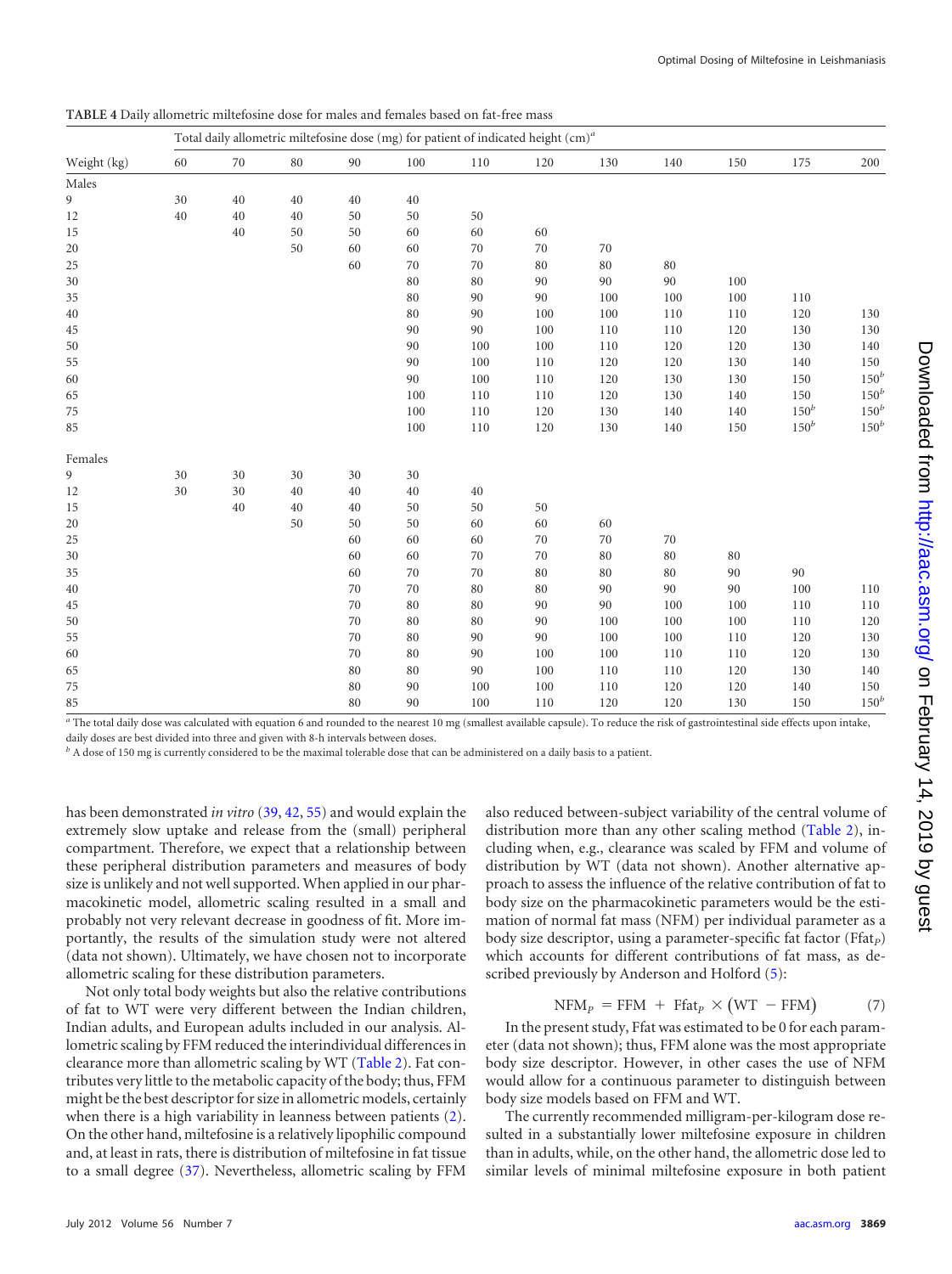**TABLE 4** Daily allometric miltefosine dose for males and females based on fat-free mass

| Weight (kg) | Total daily allometric miltefosine dose (mg) for patient of indicated height (cm)[a] | | | | | | | | | | | |
|---|---|---|---|---|---|---|---|---|---|---|---|---|
| | 60 | 70 | 80 | 90 | 100 | 110 | 120 | 130 | 140 | 150 | 175 | 200 |
| Males | | | | | | | | | | | | |
| 9 | 30 | 40 | 40 | 40 | 40 | | | | | | | |
| 12 | 40 | 40 | 40 | 50 | 50 | 50 | | | | | | |
| 15 | | 40 | 50 | 50 | 60 | 60 | 60 | | | | | |
| 20 | | | 50 | 60 | 60 | 70 | 70 | 70 | | | | |
| 25 | | | | 60 | 70 | 70 | 80 | 80 | 80 | | | |
| 30 | | | | | 80 | 80 | 90 | 90 | 90 | 100 | | |
| 35 | | | | | 80 | 90 | 90 | 100 | 100 | 100 | 110 | |
| 40 | | | | | 80 | 90 | 100 | 100 | 110 | 110 | 120 | 130 |
| 45 | | | | | 90 | 90 | 100 | 110 | 110 | 120 | 130 | 130 |
| 50 | | | | | 90 | 100 | 100 | 110 | 120 | 120 | 130 | 140 |
| 55 | | | | | 90 | 100 | 110 | 120 | 120 | 130 | 140 | 150 |
| 60 | | | | | 90 | 100 | 110 | 120 | 130 | 130 | 150 | 150[b] |
| 65 | | | | | 100 | 110 | 110 | 120 | 130 | 140 | 150 | 150[b] |
| 75 | | | | | 100 | 110 | 120 | 130 | 140 | 140 | 150[b] | 150[b] |
| 85 | | | | | 100 | 110 | 120 | 130 | 140 | 150 | 150[b] | 150[b] |
| Females | | | | | | | | | | | | |
| 9 | 30 | 30 | 30 | 30 | 30 | | | | | | | |
| 12 | 30 | 30 | 40 | 40 | 40 | 40 | | | | | | |
| 15 | | 40 | 40 | 40 | 50 | 50 | 50 | | | | | |
| 20 | | | 50 | 50 | 50 | 60 | 60 | 60 | | | | |
| 25 | | | | 60 | 60 | 60 | 70 | 70 | 70 | | | |
| 30 | | | | 60 | 60 | 70 | 70 | 80 | 80 | 80 | | |
| 35 | | | | 60 | 70 | 70 | 80 | 80 | 80 | 90 | 90 | |
| 40 | | | | 70 | 70 | 80 | 80 | 90 | 90 | 90 | 100 | 110 |
| 45 | | | | 70 | 80 | 80 | 90 | 90 | 100 | 100 | 110 | 110 |
| 50 | | | | 70 | 80 | 80 | 90 | 100 | 100 | 100 | 110 | 120 |
| 55 | | | | 70 | 80 | 90 | 90 | 100 | 100 | 110 | 120 | 130 |
| 60 | | | | 70 | 80 | 90 | 100 | 100 | 110 | 110 | 120 | 130 |
| 65 | | | | 80 | 80 | 90 | 100 | 110 | 110 | 120 | 130 | 140 |
| 75 | | | | 80 | 90 | 100 | 100 | 110 | 120 | 120 | 140 | 150 |
| 85 | | | | 80 | 90 | 100 | 110 | 120 | 120 | 130 | 150 | 150[b] |

[a] The total daily dose was calculated with equation 6 and rounded to the nearest 10 mg (smallest available capsule). To reduce the risk of gastrointestinal side effects upon intake, daily doses are best divided into three and given with 8-h intervals between doses.

[b] A dose of 150 mg is currently considered to be the maximal tolerable dose that can be administered on a daily basis to a patient.

has been demonstrated *in vitro* (39, 42, 55) and would explain the extremely slow uptake and release from the (small) peripheral compartment. Therefore, we expect that a relationship between these peripheral distribution parameters and measures of body size is unlikely and not well supported. When applied in our pharmacokinetic model, allometric scaling resulted in a small and probably not very relevant decrease in goodness of fit. More importantly, the results of the simulation study were not altered (data not shown). Ultimately, we have chosen not to incorporate allometric scaling for these distribution parameters.

Not only total body weights but also the relative contributions of fat to WT were very different between the Indian children, Indian adults, and European adults included in our analysis. Allometric scaling by FFM reduced the interindividual differences in clearance more than allometric scaling by WT (Table 2). Fat contributes very little to the metabolic capacity of the body; thus, FFM might be the best descriptor for size in allometric models, certainly when there is a high variability in leanness between patients (2). On the other hand, miltefosine is a relatively lipophilic compound and, at least in rats, there is distribution of miltefosine in fat tissue to a small degree (37). Nevertheless, allometric scaling by FFM also reduced between-subject variability of the central volume of distribution more than any other scaling method (Table 2), including when, e.g., clearance was scaled by FFM and volume of distribution by WT (data not shown). Another alternative approach to assess the influence of the relative contribution of fat to body size on the pharmacokinetic parameters would be the estimation of normal fat mass (NFM) per individual parameter as a body size descriptor, using a parameter-specific fat factor ($Ffat_P$) which accounts for different contributions of fat mass, as described previously by Anderson and Holford (5):

$$NFM_P = FFM + Ffat_P \times (WT - FFM) \tag{7}$$

In the present study, Ffat was estimated to be 0 for each parameter (data not shown); thus, FFM alone was the most appropriate body size descriptor. However, in other cases the use of NFM would allow for a continuous parameter to distinguish between body size models based on FFM and WT.

The currently recommended milligram-per-kilogram dose resulted in a substantially lower miltefosine exposure in children than in adults, while, on the other hand, the allometric dose led to similar levels of minimal miltefosine exposure in both patient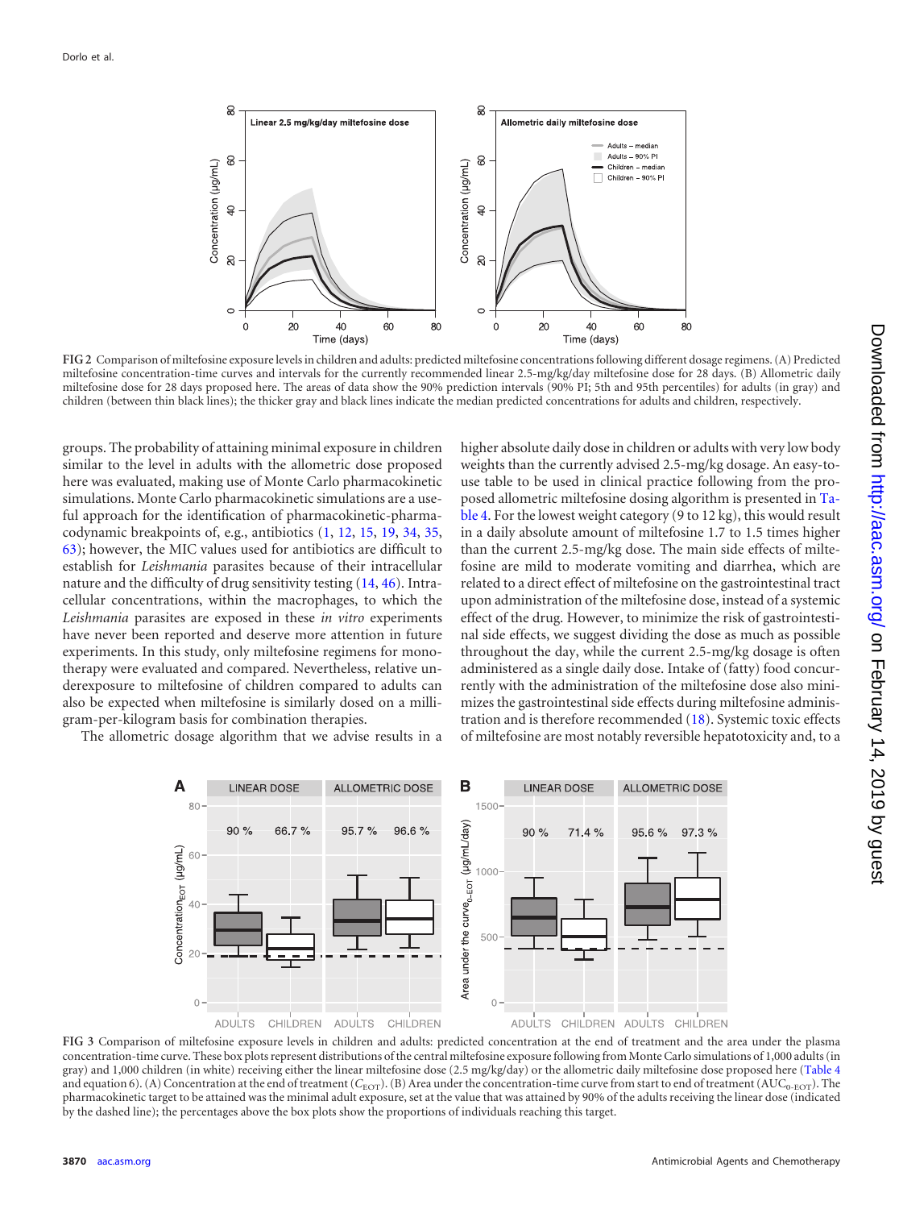FIG 2 Comparison of miltefosine exposure levels in children and adults: predicted miltefosine concentrations following different dosage regimens. (A) Predicted miltefosine concentration-time curves and intervals for the currently recommended linear 2.5-mg/kg/day miltefosine dose for 28 days. (B) Allometric daily miltefosine dose for 28 days proposed here. The areas of data show the 90% prediction intervals (90% PI; 5th and 95th percentiles) for adults (in gray) and children (between thin black lines); the thicker gray and black lines indicate the median predicted concentrations for adults and children, respectively.

groups. The probability of attaining minimal exposure in children similar to the level in adults with the allometric dose proposed here was evaluated, making use of Monte Carlo pharmacokinetic simulations. Monte Carlo pharmacokinetic simulations are a useful approach for the identification of pharmacokinetic-pharmacodynamic breakpoints of, e.g., antibiotics (1, 12, 15, 19, 34, 35, 63); however, the MIC values used for antibiotics are difficult to establish for *Leishmania* parasites because of their intracellular nature and the difficulty of drug sensitivity testing (14, 46). Intracellular concentrations, within the macrophages, to which the *Leishmania* parasites are exposed in these *in vitro* experiments have never been reported and deserve more attention in future experiments. In this study, only miltefosine regimens for monotherapy were evaluated and compared. Nevertheless, relative underexposure to miltefosine of children compared to adults can also be expected when miltefosine is similarly dosed on a milligram-per-kilogram basis for combination therapies.

The allometric dosage algorithm that we advise results in a higher absolute daily dose in children or adults with very low body weights than the currently advised 2.5-mg/kg dosage. An easy-to-use table to be used in clinical practice following from the proposed allometric miltefosine dosing algorithm is presented in Table 4. For the lowest weight category (9 to 12 kg), this would result in a daily absolute amount of miltefosine 1.7 to 1.5 times higher than the current 2.5-mg/kg dose. The main side effects of miltefosine are mild to moderate vomiting and diarrhea, which are related to a direct effect of miltefosine on the gastrointestinal tract upon administration of the miltefosine dose, instead of a systemic effect of the drug. However, to minimize the risk of gastrointestinal side effects, we suggest dividing the dose as much as possible throughout the day, while the current 2.5-mg/kg dosage is often administered as a single daily dose. Intake of (fatty) food concurrently with the administration of the miltefosine dose also minimizes the gastrointestinal side effects during miltefosine administration and is therefore recommended (18). Systemic toxic effects of miltefosine are most notably reversible hepatotoxicity and, to a

FIG 3 Comparison of miltefosine exposure levels in children and adults: predicted concentration at the end of treatment and the area under the plasma concentration-time curve. These box plots represent distributions of the central miltefosine exposure following from Monte Carlo simulations of 1,000 adults (in gray) and 1,000 children (in white) receiving either the linear miltefosine dose (2.5 mg/kg/day) or the allometric daily miltefosine dose proposed here (Table 4 and equation 6). (A) Concentration at the end of treatment ($C_{EOT}$). (B) Area under the concentration-time curve from start to end of treatment ($AUC_{0-EOT}$). The pharmacokinetic target to be attained was the minimal adult exposure, set at the value that was attained by 90% of the adults receiving the linear dose (indicated by the dashed line); the percentages above the box plots show the proportions of individuals reaching this target.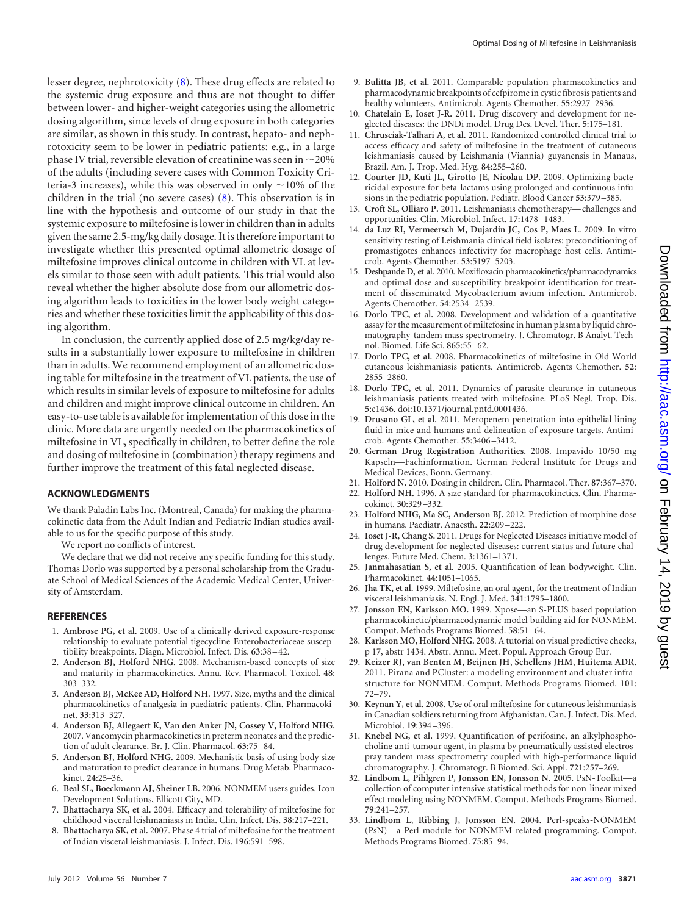lesser degree, nephrotoxicity (8). These drug effects are related to the systemic drug exposure and thus are not thought to differ between lower- and higher-weight categories using the allometric dosing algorithm, since levels of drug exposure in both categories are similar, as shown in this study. In contrast, hepato- and nephrotoxicity seem to be lower in pediatric patients: e.g., in a large phase IV trial, reversible elevation of creatinine was seen in ~20% of the adults (including severe cases with Common Toxicity Criteria-3 increases), while this was observed in only ~10% of the children in the trial (no severe cases) (8). This observation is in line with the hypothesis and outcome of our study in that the systemic exposure to miltefosine is lower in children than in adults given the same 2.5-mg/kg daily dosage. It is therefore important to investigate whether this presented optimal allometric dosage of miltefosine improves clinical outcome in children with VL at levels similar to those seen with adult patients. This trial would also reveal whether the higher absolute dose from our allometric dosing algorithm leads to toxicities in the lower body weight categories and whether these toxicities limit the applicability of this dosing algorithm.

In conclusion, the currently applied dose of 2.5 mg/kg/day results in a substantially lower exposure to miltefosine in children than in adults. We recommend employment of an allometric dosing table for miltefosine in the treatment of VL patients, the use of which results in similar levels of exposure to miltefosine for adults and children and might improve clinical outcome in children. An easy-to-use table is available for implementation of this dose in the clinic. More data are urgently needed on the pharmacokinetics of miltefosine in VL, specifically in children, to better define the role and dosing of miltefosine in (combination) therapy regimens and further improve the treatment of this fatal neglected disease.

## ACKNOWLEDGMENTS

We thank Paladin Labs Inc. (Montreal, Canada) for making the pharmacokinetic data from the Adult Indian and Pediatric Indian studies available to us for the specific purpose of this study.

We report no conflicts of interest.

We declare that we did not receive any specific funding for this study. Thomas Dorlo was supported by a personal scholarship from the Graduate School of Medical Sciences of the Academic Medical Center, University of Amsterdam.

## REFERENCES

1. **Ambrose PG, et al.** 2009. Use of a clinically derived exposure-response relationship to evaluate potential tigecycline-Enterobacteriaceae susceptibility breakpoints. Diagn. Microbiol. Infect. Dis. **63**:38–42.
2. **Anderson BJ, Holford NHG.** 2008. Mechanism-based concepts of size and maturity in pharmacokinetics. Annu. Rev. Pharmacol. Toxicol. **48**: 303–332.
3. **Anderson BJ, McKee AD, Holford NH.** 1997. Size, myths and the clinical pharmacokinetics of analgesia in paediatric patients. Clin. Pharmacokinet. **33**:313–327.
4. **Anderson BJ, Allegaert K, Van den Anker JN, Cossey V, Holford NHG.** 2007. Vancomycin pharmacokinetics in preterm neonates and the prediction of adult clearance. Br. J. Clin. Pharmacol. **63**:75–84.
5. **Anderson BJ, Holford NHG.** 2009. Mechanistic basis of using body size and maturation to predict clearance in humans. Drug Metab. Pharmacokinet. **24**:25–36.
6. **Beal SL, Boeckmann AJ, Sheiner LB.** 2006. NONMEM users guides. Icon Development Solutions, Ellicott City, MD.
7. **Bhattacharya SK, et al.** 2004. Efficacy and tolerability of miltefosine for childhood visceral leishmaniasis in India. Clin. Infect. Dis. **38**:217–221.
8. **Bhattacharya SK, et al.** 2007. Phase 4 trial of miltefosine for the treatment of Indian visceral leishmaniasis. J. Infect. Dis. **196**:591–598.
9. **Bulitta JB, et al.** 2011. Comparable population pharmacokinetics and pharmacodynamic breakpoints of cefpirome in cystic fibrosis patients and healthy volunteers. Antimicrob. Agents Chemother. **55**:2927–2936.
10. **Chatelain E, Ioset J-R.** 2011. Drug discovery and development for neglected diseases: the DNDi model. Drug Des. Devel. Ther. **5**:175–181.
11. **Chrusciak-Talhari A, et al.** 2011. Randomized controlled clinical trial to access efficacy and safety of miltefosine in the treatment of cutaneous leishmaniasis caused by Leishmania (Viannia) guyanensis in Manaus, Brazil. Am. J. Trop. Med. Hyg. **84**:255–260.
12. **Courter JD, Kuti JL, Girotto JE, Nicolau DP.** 2009. Optimizing bactericidal exposure for beta-lactams using prolonged and continuous infusions in the pediatric population. Pediatr. Blood Cancer **53**:379–385.
13. **Croft SL, Olliaro P.** 2011. Leishmaniasis chemotherapy—challenges and opportunities. Clin. Microbiol. Infect. **17**:1478–1483.
14. **da Luz RI, Vermeersch M, Dujardin JC, Cos P, Maes L.** 2009. In vitro sensitivity testing of Leishmania clinical field isolates: preconditioning of promastigotes enhances infectivity for macrophage host cells. Antimicrob. Agents Chemother. **53**:5197–5203.
15. **Deshpande D, et al.** 2010. Moxifloxacin pharmacokinetics/pharmacodynamics and optimal dose and susceptibility breakpoint identification for treatment of disseminated Mycobacterium avium infection. Antimicrob. Agents Chemother. **54**:2534–2539.
16. **Dorlo TPC, et al.** 2008. Development and validation of a quantitative assay for the measurement of miltefosine in human plasma by liquid chromatography-tandem mass spectrometry. J. Chromatogr. B Analyt. Technol. Biomed. Life Sci. **865**:55–62.
17. **Dorlo TPC, et al.** 2008. Pharmacokinetics of miltefosine in Old World cutaneous leishmaniasis patients. Antimicrob. Agents Chemother. **52**: 2855–2860.
18. **Dorlo TPC, et al.** 2011. Dynamics of parasite clearance in cutaneous leishmaniasis patients treated with miltefosine. PLoS Negl. Trop. Dis. **5**:e1436. doi:10.1371/journal.pntd.0001436.
19. **Drusano GL, et al.** 2011. Meropenem penetration into epithelial lining fluid in mice and humans and delineation of exposure targets. Antimicrob. Agents Chemother. **55**:3406–3412.
20. **German Drug Registration Authorities.** 2008. Impavido 10/50 mg Kapseln—Fachinformation. German Federal Institute for Drugs and Medical Devices, Bonn, Germany.
21. **Holford N.** 2010. Dosing in children. Clin. Pharmacol. Ther. **87**:367–370.
22. **Holford NH.** 1996. A size standard for pharmacokinetics. Clin. Pharmacokinet. **30**:329–332.
23. **Holford NHG, Ma SC, Anderson BJ.** 2012. Prediction of morphine dose in humans. Paediatr. Anaesth. **22**:209–222.
24. **Ioset J-R, Chang S.** 2011. Drugs for Neglected Diseases initiative model of drug development for neglected diseases: current status and future challenges. Future Med. Chem. **3**:1361–1371.
25. **Janmahasatian S, et al.** 2005. Quantification of lean bodyweight. Clin. Pharmacokinet. **44**:1051–1065.
26. **Jha TK, et al.** 1999. Miltefosine, an oral agent, for the treatment of Indian visceral leishmaniasis. N. Engl. J. Med. **341**:1795–1800.
27. **Jonsson EN, Karlsson MO.** 1999. Xpose—an S-PLUS based population pharmacokinetic/pharmacodynamic model building aid for NONMEM. Comput. Methods Programs Biomed. **58**:51–64.
28. **Karlsson MO, Holford NHG.** 2008. A tutorial on visual predictive checks, p 17, abstr 1434. Abstr. Annu. Meet. Popul. Approach Group Eur.
29. **Keizer RJ, van Benten M, Beijnen JH, Schellens JHM, Huitema ADR.** 2011. Piraña and PCluster: a modeling environment and cluster infrastructure for NONMEM. Comput. Methods Programs Biomed. **101**: 72–79.
30. **Keynan Y, et al.** 2008. Use of oral miltefosine for cutaneous leishmaniasis in Canadian soldiers returning from Afghanistan. Can. J. Infect. Dis. Med. Microbiol. **19**:394–396.
31. **Knebel NG, et al.** 1999. Quantification of perifosine, an alkylphosphocholine anti-tumour agent, in plasma by pneumatically assisted electrospray tandem mass spectrometry coupled with high-performance liquid chromatography. J. Chromatogr. B Biomed. Sci. Appl. **721**:257–269.
32. **Lindbom L, Pihlgren P, Jonsson EN, Jonsson N.** 2005. PsN-Toolkit—a collection of computer intensive statistical methods for non-linear mixed effect modeling using NONMEM. Comput. Methods Programs Biomed. **79**:241–257.
33. **Lindbom L, Ribbing J, Jonsson EN.** 2004. Perl-speaks-NONMEM (PsN)—a Perl module for NONMEM related programming. Comput. Methods Programs Biomed. **75**:85–94.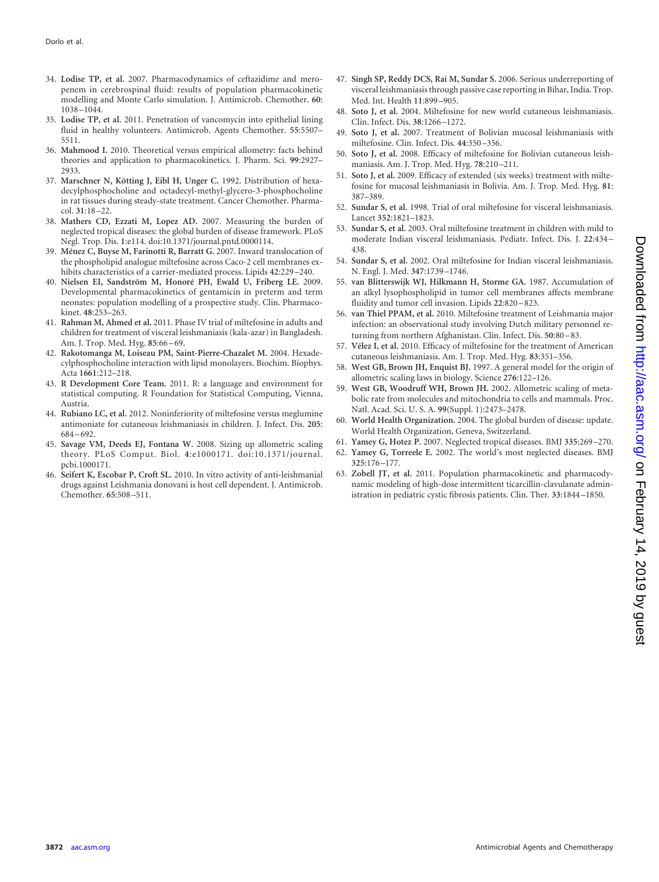34. **Lodise TP, et al.** 2007. Pharmacodynamics of ceftazidime and meropenem in cerebrospinal fluid: results of population pharmacokinetic modelling and Monte Carlo simulation. J. Antimicrob. Chemother. **60**: 1038–1044.
35. **Lodise TP, et al.** 2011. Penetration of vancomycin into epithelial lining fluid in healthy volunteers. Antimicrob. Agents Chemother. **55**:5507–5511.
36. **Mahmood I.** 2010. Theoretical versus empirical allometry: facts behind theories and application to pharmacokinetics. J. Pharm. Sci. **99**:2927–2933.
37. **Marschner N, Kötting J, Eibl H, Unger C.** 1992. Distribution of hexadecylphosphocholine and octadecyl-methyl-glycero-3-phosphocholine in rat tissues during steady-state treatment. Cancer Chemother. Pharmacol. **31**:18–22.
38. **Mathers CD, Ezzati M, Lopez AD.** 2007. Measuring the burden of neglected tropical diseases: the global burden of disease framework. PLoS Negl. Trop. Dis. **1**:e114. doi:10.1371/journal.pntd.0000114.
39. **Ménez C, Buyse M, Farinotti R, Barratt G.** 2007. Inward translocation of the phospholipid analogue miltefosine across Caco-2 cell membranes exhibits characteristics of a carrier-mediated process. Lipids **42**:229–240.
40. **Nielsen EI, Sandström M, Honoré PH, Ewald U, Friberg LE.** 2009. Developmental pharmacokinetics of gentamicin in preterm and term neonates: population modelling of a prospective study. Clin. Pharmacokinet. **48**:253–263.
41. **Rahman M, Ahmed et al.** 2011. Phase IV trial of miltefosine in adults and children for treatment of visceral leishmaniasis (kala-azar) in Bangladesh. Am. J. Trop. Med. Hyg. **85**:66–69.
42. **Rakotomanga M, Loiseau PM, Saint-Pierre-Chazalet M.** 2004. Hexadecylphosphocholine interaction with lipid monolayers. Biochim. Biophys. Acta **1661**:212–218.
43. **R Development Core Team.** 2011. R: a language and environment for statistical computing. R Foundation for Statistical Computing, Vienna, Austria.
44. **Rubiano LC, et al.** 2012. Noninferiority of miltefosine versus meglumine antimoniate for cutaneous leishmaniasis in children. J. Infect. Dis. **205**: 684–692.
45. **Savage VM, Deeds EJ, Fontana W.** 2008. Sizing up allometric scaling theory. PLoS Comput. Biol. **4**:e1000171. doi:10.1371/journal.pcbi.1000171.
46. **Seifert K, Escobar P, Croft SL.** 2010. In vitro activity of anti-leishmanial drugs against Leishmania donovani is host cell dependent. J. Antimicrob. Chemother. **65**:508–511.
47. **Singh SP, Reddy DCS, Rai M, Sundar S.** 2006. Serious underreporting of visceral leishmaniasis through passive case reporting in Bihar, India. Trop. Med. Int. Health **11**:899–905.
48. **Soto J, et al.** 2004. Miltefosine for new world cutaneous leishmaniasis. Clin. Infect. Dis. **38**:1266–1272.
49. **Soto J, et al.** 2007. Treatment of Bolivian mucosal leishmaniasis with miltefosine. Clin. Infect. Dis. **44**:350–356.
50. **Soto J, et al.** 2008. Efficacy of miltefosine for Bolivian cutaneous leishmaniasis. Am. J. Trop. Med. Hyg. **78**:210–211.
51. **Soto J, et al.** 2009. Efficacy of extended (six weeks) treatment with miltefosine for mucosal leishmaniasis in Bolivia. Am. J. Trop. Med. Hyg. **81**: 387–389.
52. **Sundar S, et al.** 1998. Trial of oral miltefosine for visceral leishmaniasis. Lancet **352**:1821–1823.
53. **Sundar S, et al.** 2003. Oral miltefosine treatment in children with mild to moderate Indian visceral leishmaniasis. Pediatr. Infect. Dis. J. **22**:434–438.
54. **Sundar S, et al.** 2002. Oral miltefosine for Indian visceral leishmaniasis. N. Engl. J. Med. **347**:1739–1746.
55. **van Blitterswijk WJ, Hilkmann H, Storme GA.** 1987. Accumulation of an alkyl lysophospholipid in tumor cell membranes affects membrane fluidity and tumor cell invasion. Lipids **22**:820–823.
56. **van Thiel PPAM, et al.** 2010. Miltefosine treatment of Leishmania major infection: an observational study involving Dutch military personnel returning from northern Afghanistan. Clin. Infect. Dis. **50**:80–83.
57. **Vélez I, et al.** 2010. Efficacy of miltefosine for the treatment of American cutaneous leishmaniasis. Am. J. Trop. Med. Hyg. **83**:351–356.
58. **West GB, Brown JH, Enquist BJ.** 1997. A general model for the origin of allometric scaling laws in biology. Science **276**:122–126.
59. **West GB, Woodruff WH, Brown JH.** 2002. Allometric scaling of metabolic rate from molecules and mitochondria to cells and mammals. Proc. Natl. Acad. Sci. U. S. A. **99**(Suppl. 1):2473–2478.
60. **World Health Organization.** 2004. The global burden of disease: update. World Health Organization, Geneva, Switzerland.
61. **Yamey G, Hotez P.** 2007. Neglected tropical diseases. BMJ **335**:269–270.
62. **Yamey G, Torreele E.** 2002. The world's most neglected diseases. BMJ **325**:176–177.
63. **Zobell JT, et al.** 2011. Population pharmacokinetic and pharmacodynamic modeling of high-dose intermittent ticarcillin-clavulanate administration in pediatric cystic fibrosis patients. Clin. Ther. **33**:1844–1850.